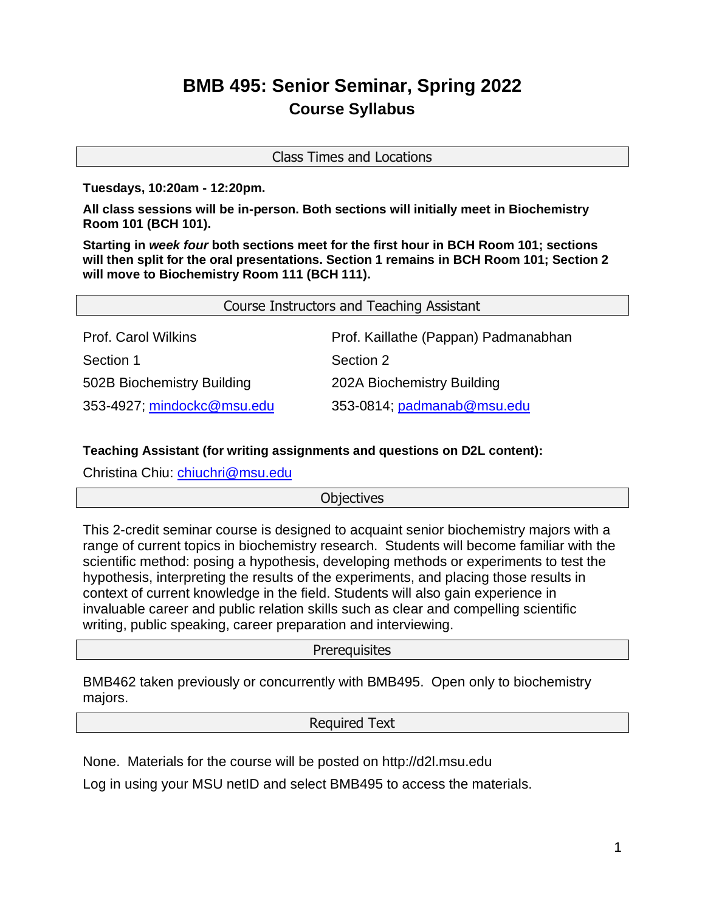# BMB 495: Senior Seminar, Spring 2022

## Course Syllabus

### Class Times and Locations

**Tuesdays, 10:20am - 12:20pm.**

**All class sessions will be in-person. Both sections will initially meet in Biochemistry Room 101 (BCH 101).**

**Starting in *week four* both sections meet for the first hour in BCH Room 101; sections will then split for the oral presentations. Section 1 remains in BCH Room 101; Section 2 will move to Biochemistry Room 111 (BCH 111).**

### Course Instructors and Teaching Assistant

Prof. Carol Wilkins
Section 1
502B Biochemistry Building
353-4927; mindockc@msu.edu

Prof. Kaillathe (Pappan) Padmanabhan
Section 2
202A Biochemistry Building
353-0814; padmanab@msu.edu

**Teaching Assistant (for writing assignments and questions on D2L content):**

Christina Chiu: chiuchri@msu.edu

### Objectives

This 2-credit seminar course is designed to acquaint senior biochemistry majors with a range of current topics in biochemistry research. Students will become familiar with the scientific method: posing a hypothesis, developing methods or experiments to test the hypothesis, interpreting the results of the experiments, and placing those results in context of current knowledge in the field. Students will also gain experience in invaluable career and public relation skills such as clear and compelling scientific writing, public speaking, career preparation and interviewing.

### Prerequisites

BMB462 taken previously or concurrently with BMB495. Open only to biochemistry majors.

### Required Text

None. Materials for the course will be posted on http://d2l.msu.edu

Log in using your MSU netID and select BMB495 to access the materials.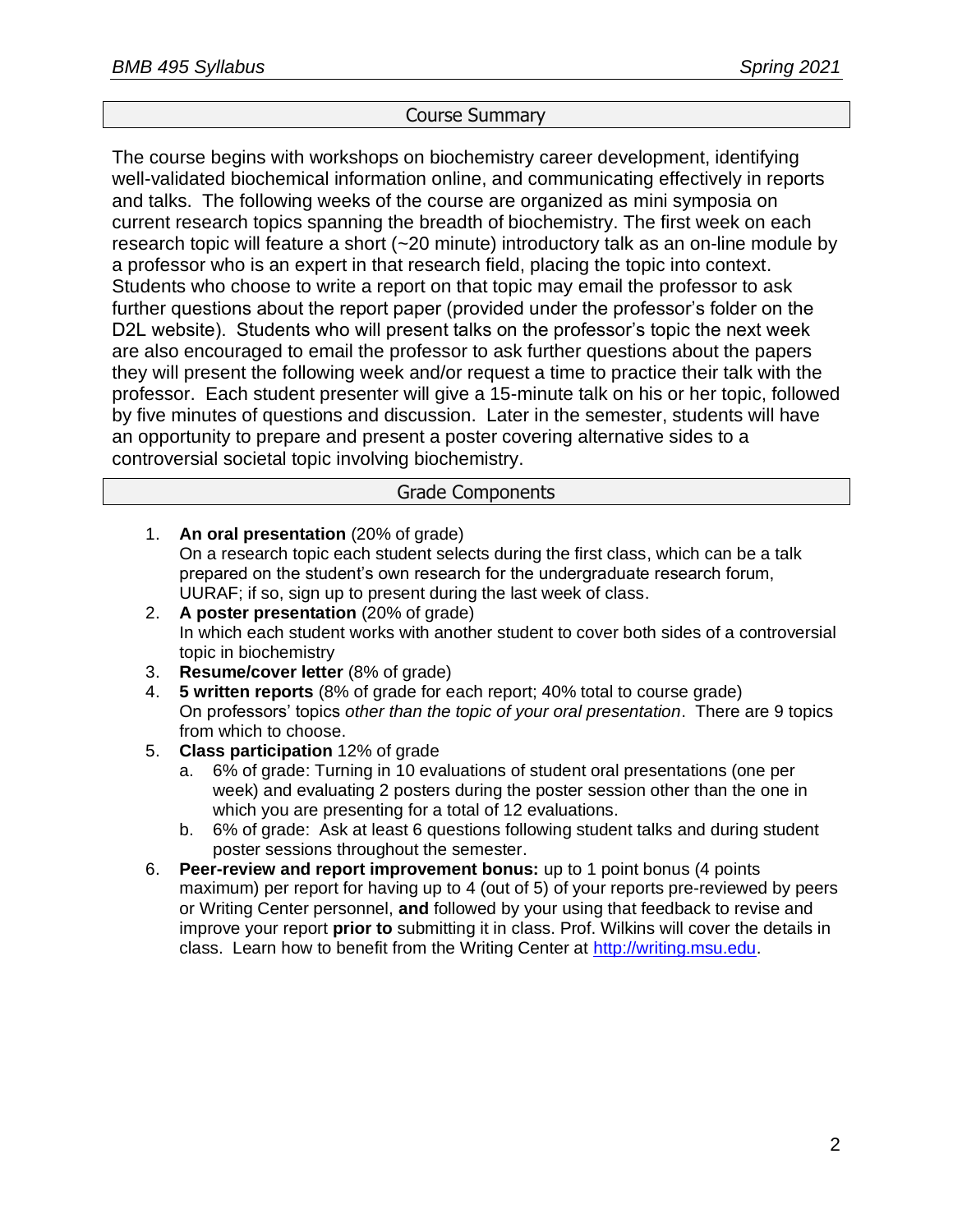## Course Summary

The course begins with workshops on biochemistry career development, identifying well-validated biochemical information online, and communicating effectively in reports and talks. The following weeks of the course are organized as mini symposia on current research topics spanning the breadth of biochemistry. The first week on each research topic will feature a short (~20 minute) introductory talk as an on-line module by a professor who is an expert in that research field, placing the topic into context. Students who choose to write a report on that topic may email the professor to ask further questions about the report paper (provided under the professor's folder on the D2L website). Students who will present talks on the professor's topic the next week are also encouraged to email the professor to ask further questions about the papers they will present the following week and/or request a time to practice their talk with the professor. Each student presenter will give a 15-minute talk on his or her topic, followed by five minutes of questions and discussion. Later in the semester, students will have an opportunity to prepare and present a poster covering alternative sides to a controversial societal topic involving biochemistry.

## Grade Components

1. **An oral presentation** (20% of grade)
   On a research topic each student selects during the first class, which can be a talk prepared on the student's own research for the undergraduate research forum, UURAF; if so, sign up to present during the last week of class.
2. **A poster presentation** (20% of grade)
   In which each student works with another student to cover both sides of a controversial topic in biochemistry
3. **Resume/cover letter** (8% of grade)
4. **5 written reports** (8% of grade for each report; 40% total to course grade)
   On professors' topics *other than the topic of your oral presentation*. There are 9 topics from which to choose.
5. **Class participation** 12% of grade
   a. 6% of grade: Turning in 10 evaluations of student oral presentations (one per week) and evaluating 2 posters during the poster session other than the one in which you are presenting for a total of 12 evaluations.
   b. 6% of grade: Ask at least 6 questions following student talks and during student poster sessions throughout the semester.
6. **Peer-review and report improvement bonus:** up to 1 point bonus (4 points maximum) per report for having up to 4 (out of 5) of your reports pre-reviewed by peers or Writing Center personnel, **and** followed by your using that feedback to revise and improve your report **prior to** submitting it in class. Prof. Wilkins will cover the details in class. Learn how to benefit from the Writing Center at [http://writing.msu.edu](http://writing.msu.edu).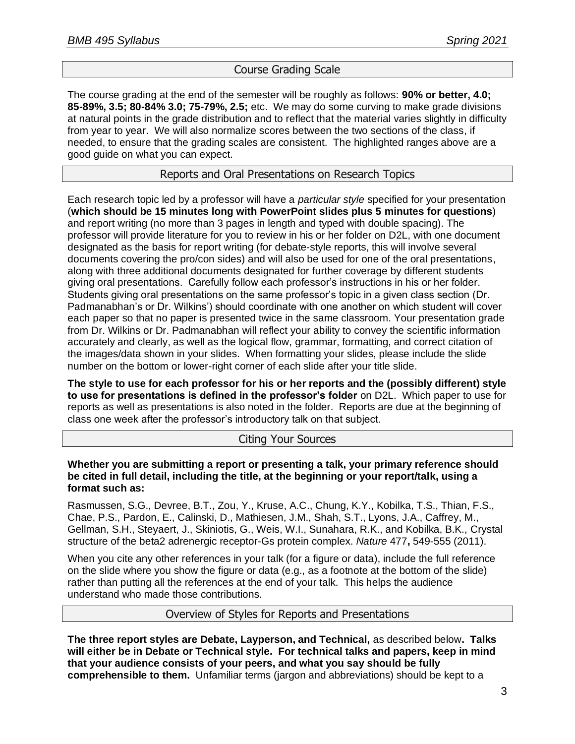## Course Grading Scale

The course grading at the end of the semester will be roughly as follows: **90% or better, 4.0; 85-89%, 3.5; 80-84% 3.0; 75-79%, 2.5;** etc. We may do some curving to make grade divisions at natural points in the grade distribution and to reflect that the material varies slightly in difficulty from year to year. We will also normalize scores between the two sections of the class, if needed, to ensure that the grading scales are consistent. The highlighted ranges above are a good guide on what you can expect.

## Reports and Oral Presentations on Research Topics

Each research topic led by a professor will have a *particular style* specified for your presentation (**which should be 15 minutes long with PowerPoint slides plus 5 minutes for questions**) and report writing (no more than 3 pages in length and typed with double spacing). The professor will provide literature for you to review in his or her folder on D2L, with one document designated as the basis for report writing (for debate-style reports, this will involve several documents covering the pro/con sides) and will also be used for one of the oral presentations, along with three additional documents designated for further coverage by different students giving oral presentations. Carefully follow each professor's instructions in his or her folder. Students giving oral presentations on the same professor's topic in a given class section (Dr. Padmanabhan's or Dr. Wilkins') should coordinate with one another on which student will cover each paper so that no paper is presented twice in the same classroom. Your presentation grade from Dr. Wilkins or Dr. Padmanabhan will reflect your ability to convey the scientific information accurately and clearly, as well as the logical flow, grammar, formatting, and correct citation of the images/data shown in your slides. When formatting your slides, please include the slide number on the bottom or lower-right corner of each slide after your title slide.

**The style to use for each professor for his or her reports and the (possibly different) style to use for presentations is defined in the professor's folder** on D2L. Which paper to use for reports as well as presentations is also noted in the folder. Reports are due at the beginning of class one week after the professor's introductory talk on that subject.

## Citing Your Sources

**Whether you are submitting a report or presenting a talk, your primary reference should be cited in full detail, including the title, at the beginning or your report/talk, using a format such as:**

Rasmussen, S.G., Devree, B.T., Zou, Y., Kruse, A.C., Chung, K.Y., Kobilka, T.S., Thian, F.S., Chae, P.S., Pardon, E., Calinski, D., Mathiesen, J.M., Shah, S.T., Lyons, J.A., Caffrey, M., Gellman, S.H., Steyaert, J., Skiniotis, G., Weis, W.I., Sunahara, R.K., and Kobilka, B.K., Crystal structure of the beta2 adrenergic receptor-Gs protein complex. *Nature* 477**,** 549-555 (2011).

When you cite any other references in your talk (for a figure or data), include the full reference on the slide where you show the figure or data (e.g., as a footnote at the bottom of the slide) rather than putting all the references at the end of your talk. This helps the audience understand who made those contributions.

## Overview of Styles for Reports and Presentations

**The three report styles are Debate, Layperson, and Technical,** as described below**. Talks will either be in Debate or Technical style. For technical talks and papers, keep in mind that your audience consists of your peers, and what you say should be fully comprehensible to them.** Unfamiliar terms (jargon and abbreviations) should be kept to a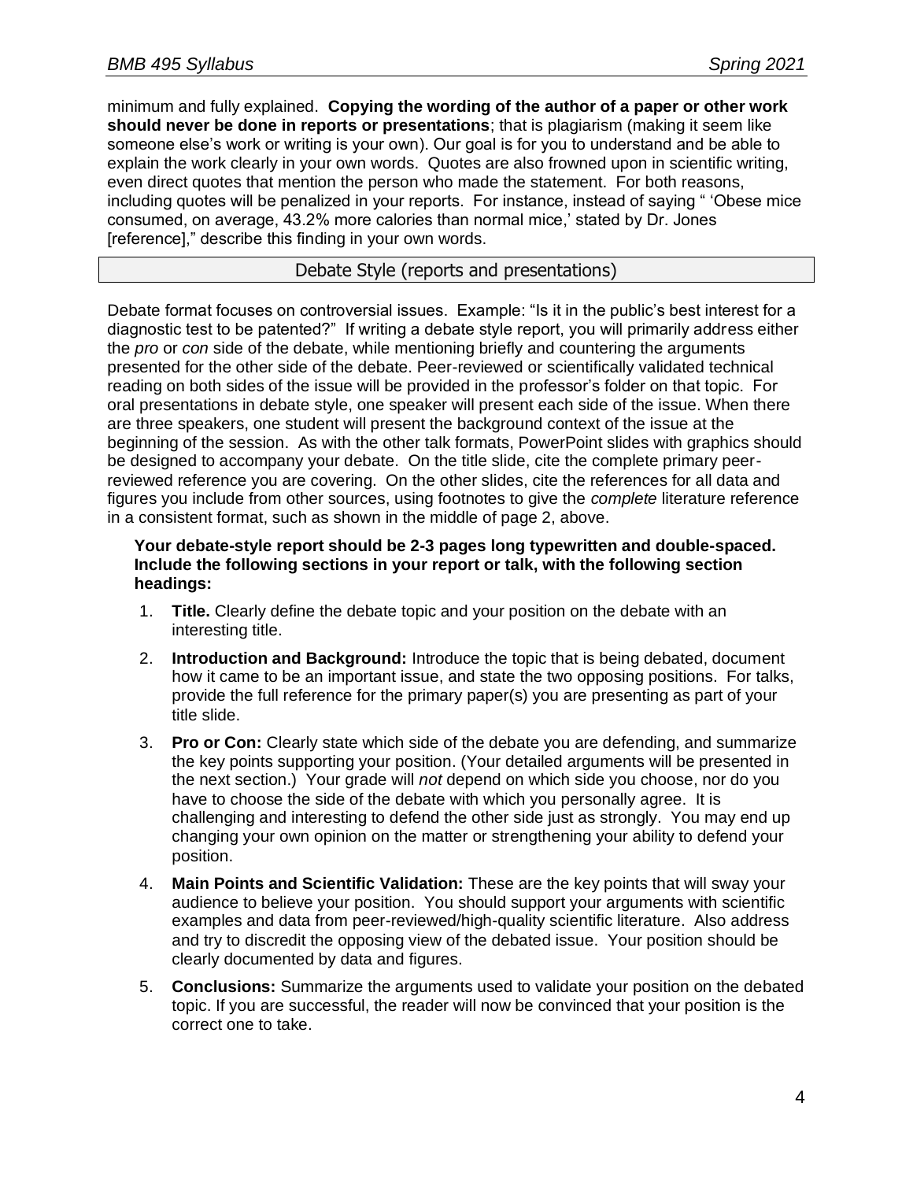minimum and fully explained. **Copying the wording of the author of a paper or other work should never be done in reports or presentations**; that is plagiarism (making it seem like someone else's work or writing is your own). Our goal is for you to understand and be able to explain the work clearly in your own words. Quotes are also frowned upon in scientific writing, even direct quotes that mention the person who made the statement. For both reasons, including quotes will be penalized in your reports. For instance, instead of saying " 'Obese mice consumed, on average, 43.2% more calories than normal mice,' stated by Dr. Jones [reference]," describe this finding in your own words.

## Debate Style (reports and presentations)

Debate format focuses on controversial issues. Example: "Is it in the public's best interest for a diagnostic test to be patented?" If writing a debate style report, you will primarily address either the *pro* or *con* side of the debate, while mentioning briefly and countering the arguments presented for the other side of the debate. Peer-reviewed or scientifically validated technical reading on both sides of the issue will be provided in the professor's folder on that topic. For oral presentations in debate style, one speaker will present each side of the issue. When there are three speakers, one student will present the background context of the issue at the beginning of the session. As with the other talk formats, PowerPoint slides with graphics should be designed to accompany your debate. On the title slide, cite the complete primary peer-reviewed reference you are covering. On the other slides, cite the references for all data and figures you include from other sources, using footnotes to give the *complete* literature reference in a consistent format, such as shown in the middle of page 2, above.

**Your debate-style report should be 2-3 pages long typewritten and double-spaced. Include the following sections in your report or talk, with the following section headings:**

1. **Title.** Clearly define the debate topic and your position on the debate with an interesting title.
2. **Introduction and Background:** Introduce the topic that is being debated, document how it came to be an important issue, and state the two opposing positions. For talks, provide the full reference for the primary paper(s) you are presenting as part of your title slide.
3. **Pro or Con:** Clearly state which side of the debate you are defending, and summarize the key points supporting your position. (Your detailed arguments will be presented in the next section.) Your grade will *not* depend on which side you choose, nor do you have to choose the side of the debate with which you personally agree. It is challenging and interesting to defend the other side just as strongly. You may end up changing your own opinion on the matter or strengthening your ability to defend your position.
4. **Main Points and Scientific Validation:** These are the key points that will sway your audience to believe your position. You should support your arguments with scientific examples and data from peer-reviewed/high-quality scientific literature. Also address and try to discredit the opposing view of the debated issue. Your position should be clearly documented by data and figures.
5. **Conclusions:** Summarize the arguments used to validate your position on the debated topic. If you are successful, the reader will now be convinced that your position is the correct one to take.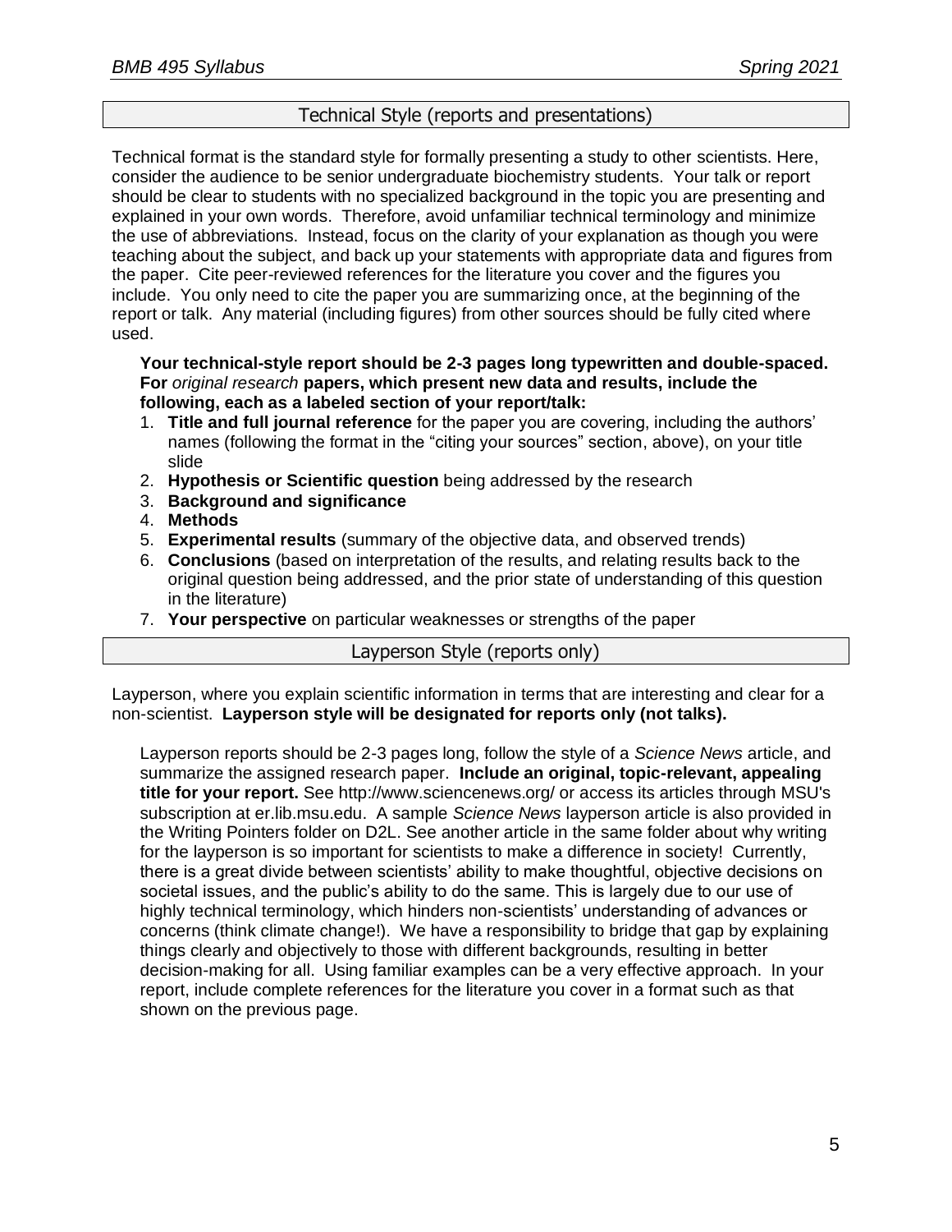## Technical Style (reports and presentations)

Technical format is the standard style for formally presenting a study to other scientists. Here, consider the audience to be senior undergraduate biochemistry students. Your talk or report should be clear to students with no specialized background in the topic you are presenting and explained in your own words. Therefore, avoid unfamiliar technical terminology and minimize the use of abbreviations. Instead, focus on the clarity of your explanation as though you were teaching about the subject, and back up your statements with appropriate data and figures from the paper. Cite peer-reviewed references for the literature you cover and the figures you include. You only need to cite the paper you are summarizing once, at the beginning of the report or talk. Any material (including figures) from other sources should be fully cited where used.

**Your technical-style report should be 2-3 pages long typewritten and double-spaced. For *original research* papers, which present new data and results, include the following, each as a labeled section of your report/talk:**

1. **Title and full journal reference** for the paper you are covering, including the authors' names (following the format in the "citing your sources" section, above), on your title slide
2. **Hypothesis or Scientific question** being addressed by the research
3. **Background and significance**
4. **Methods**
5. **Experimental results** (summary of the objective data, and observed trends)
6. **Conclusions** (based on interpretation of the results, and relating results back to the original question being addressed, and the prior state of understanding of this question in the literature)
7. **Your perspective** on particular weaknesses or strengths of the paper

## Layperson Style (reports only)

Layperson, where you explain scientific information in terms that are interesting and clear for a non-scientist. **Layperson style will be designated for reports only (not talks).**

Layperson reports should be 2-3 pages long, follow the style of a *Science News* article, and summarize the assigned research paper. **Include an original, topic-relevant, appealing title for your report.** See http://www.sciencenews.org/ or access its articles through MSU's subscription at er.lib.msu.edu. A sample *Science News* layperson article is also provided in the Writing Pointers folder on D2L. See another article in the same folder about why writing for the layperson is so important for scientists to make a difference in society! Currently, there is a great divide between scientists' ability to make thoughtful, objective decisions on societal issues, and the public's ability to do the same. This is largely due to our use of highly technical terminology, which hinders non-scientists' understanding of advances or concerns (think climate change!). We have a responsibility to bridge that gap by explaining things clearly and objectively to those with different backgrounds, resulting in better decision-making for all. Using familiar examples can be a very effective approach. In your report, include complete references for the literature you cover in a format such as that shown on the previous page.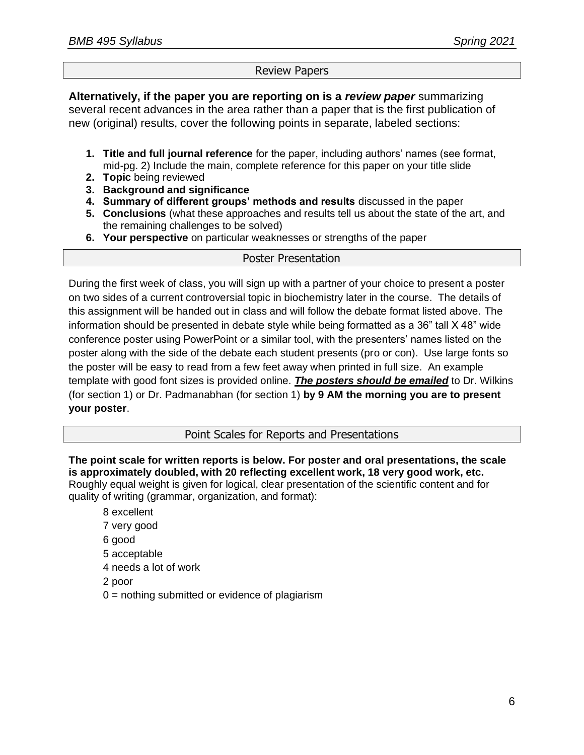## Review Papers

**Alternatively, if the paper you are reporting on is a *review paper*** summarizing several recent advances in the area rather than a paper that is the first publication of new (original) results, cover the following points in separate, labeled sections:

1. **Title and full journal reference** for the paper, including authors' names (see format, mid-pg. 2) Include the main, complete reference for this paper on your title slide
2. **Topic** being reviewed
3. **Background and significance**
4. **Summary of different groups' methods and results** discussed in the paper
5. **Conclusions** (what these approaches and results tell us about the state of the art, and the remaining challenges to be solved)
6. **Your perspective** on particular weaknesses or strengths of the paper

## Poster Presentation

During the first week of class, you will sign up with a partner of your choice to present a poster on two sides of a current controversial topic in biochemistry later in the course. The details of this assignment will be handed out in class and will follow the debate format listed above. The information should be presented in debate style while being formatted as a 36" tall X 48" wide conference poster using PowerPoint or a similar tool, with the presenters' names listed on the poster along with the side of the debate each student presents (pro or con). Use large fonts so the poster will be easy to read from a few feet away when printed in full size. An example template with good font sizes is provided online. ***The posters should be emailed*** to Dr. Wilkins (for section 1) or Dr. Padmanabhan (for section 1) **by 9 AM the morning you are to present your poster**.

## Point Scales for Reports and Presentations

**The point scale for written reports is below. For poster and oral presentations, the scale is approximately doubled, with 20 reflecting excellent work, 18 very good work, etc.** Roughly equal weight is given for logical, clear presentation of the scientific content and for quality of writing (grammar, organization, and format):

- 8 excellent
- 7 very good
- 6 good
- 5 acceptable
- 4 needs a lot of work
- 2 poor
- 0 = nothing submitted or evidence of plagiarism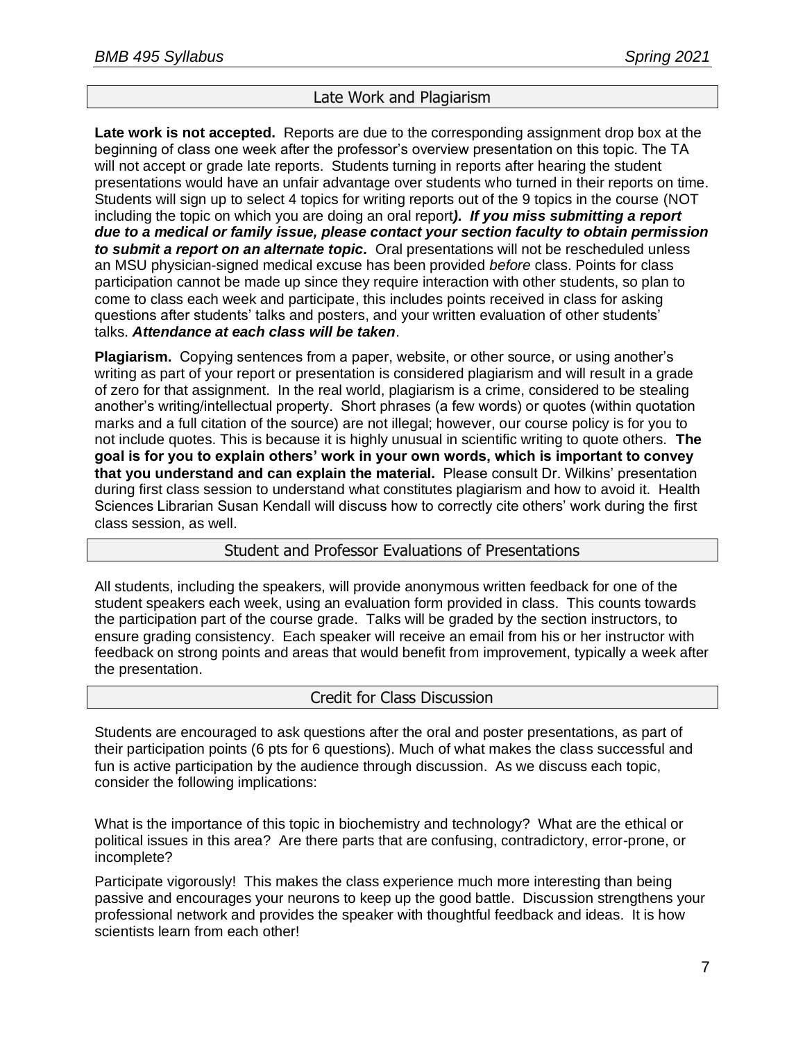## Late Work and Plagiarism

**Late work is not accepted.** Reports are due to the corresponding assignment drop box at the beginning of class one week after the professor's overview presentation on this topic. The TA will not accept or grade late reports. Students turning in reports after hearing the student presentations would have an unfair advantage over students who turned in their reports on time. Students will sign up to select 4 topics for writing reports out of the 9 topics in the course (NOT including the topic on which you are doing an oral report***). If you miss submitting a report due to a medical or family issue, please contact your section faculty to obtain permission to submit a report on an alternate topic.*** Oral presentations will not be rescheduled unless an MSU physician-signed medical excuse has been provided *before* class. Points for class participation cannot be made up since they require interaction with other students, so plan to come to class each week and participate, this includes points received in class for asking questions after students' talks and posters, and your written evaluation of other students' talks. ***Attendance at each class will be taken***.

**Plagiarism.** Copying sentences from a paper, website, or other source, or using another's writing as part of your report or presentation is considered plagiarism and will result in a grade of zero for that assignment. In the real world, plagiarism is a crime, considered to be stealing another's writing/intellectual property. Short phrases (a few words) or quotes (within quotation marks and a full citation of the source) are not illegal; however, our course policy is for you to not include quotes. This is because it is highly unusual in scientific writing to quote others. **The goal is for you to explain others' work in your own words, which is important to convey that you understand and can explain the material.** Please consult Dr. Wilkins' presentation during first class session to understand what constitutes plagiarism and how to avoid it. Health Sciences Librarian Susan Kendall will discuss how to correctly cite others' work during the first class session, as well.

## Student and Professor Evaluations of Presentations

All students, including the speakers, will provide anonymous written feedback for one of the student speakers each week, using an evaluation form provided in class. This counts towards the participation part of the course grade. Talks will be graded by the section instructors, to ensure grading consistency. Each speaker will receive an email from his or her instructor with feedback on strong points and areas that would benefit from improvement, typically a week after the presentation.

## Credit for Class Discussion

Students are encouraged to ask questions after the oral and poster presentations, as part of their participation points (6 pts for 6 questions). Much of what makes the class successful and fun is active participation by the audience through discussion. As we discuss each topic, consider the following implications:

What is the importance of this topic in biochemistry and technology? What are the ethical or political issues in this area? Are there parts that are confusing, contradictory, error-prone, or incomplete?

Participate vigorously! This makes the class experience much more interesting than being passive and encourages your neurons to keep up the good battle. Discussion strengthens your professional network and provides the speaker with thoughtful feedback and ideas. It is how scientists learn from each other!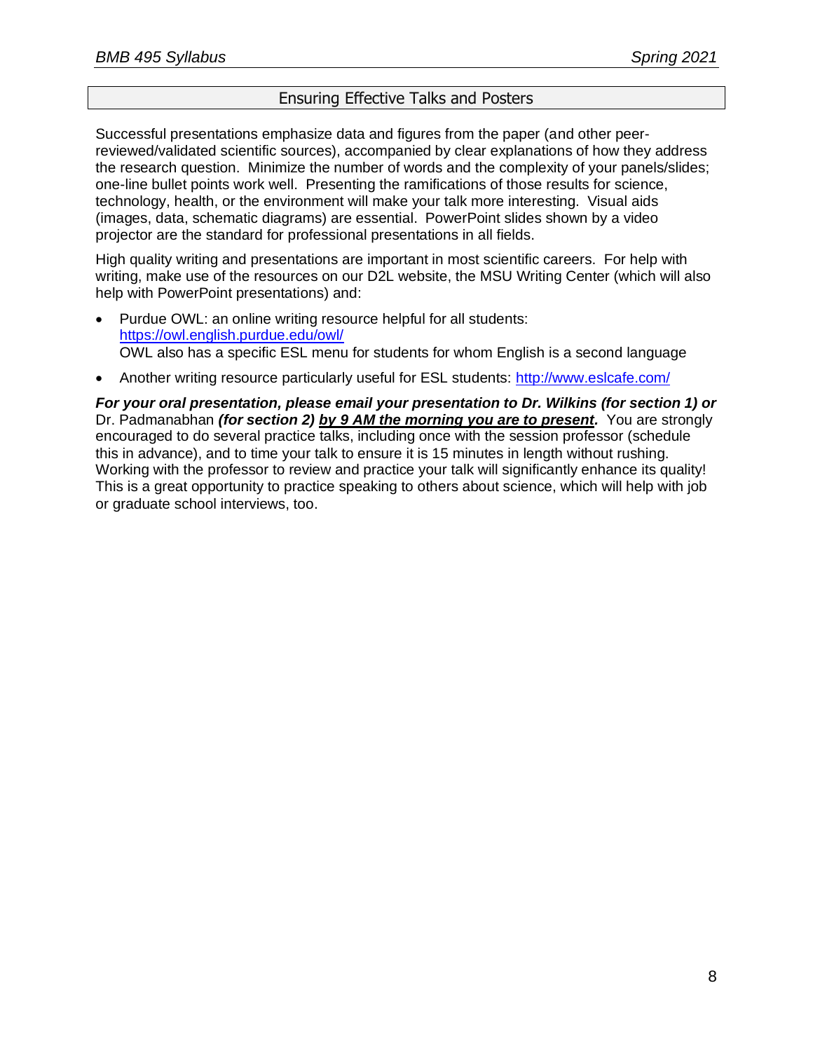## Ensuring Effective Talks and Posters

Successful presentations emphasize data and figures from the paper (and other peer-reviewed/validated scientific sources), accompanied by clear explanations of how they address the research question. Minimize the number of words and the complexity of your panels/slides; one-line bullet points work well. Presenting the ramifications of those results for science, technology, health, or the environment will make your talk more interesting. Visual aids (images, data, schematic diagrams) are essential. PowerPoint slides shown by a video projector are the standard for professional presentations in all fields.

High quality writing and presentations are important in most scientific careers. For help with writing, make use of the resources on our D2L website, the MSU Writing Center (which will also help with PowerPoint presentations) and:

- Purdue OWL: an online writing resource helpful for all students: https://owl.english.purdue.edu/owl/
  OWL also has a specific ESL menu for students for whom English is a second language
- Another writing resource particularly useful for ESL students: http://www.eslcafe.com/

***For your oral presentation, please email your presentation to Dr. Wilkins (for section 1) or*** Dr. Padmanabhan ***(for section 2) <u>by 9 AM the morning you are to present</u>.*** You are strongly encouraged to do several practice talks, including once with the session professor (schedule this in advance), and to time your talk to ensure it is 15 minutes in length without rushing. Working with the professor to review and practice your talk will significantly enhance its quality! This is a great opportunity to practice speaking to others about science, which will help with job or graduate school interviews, too.